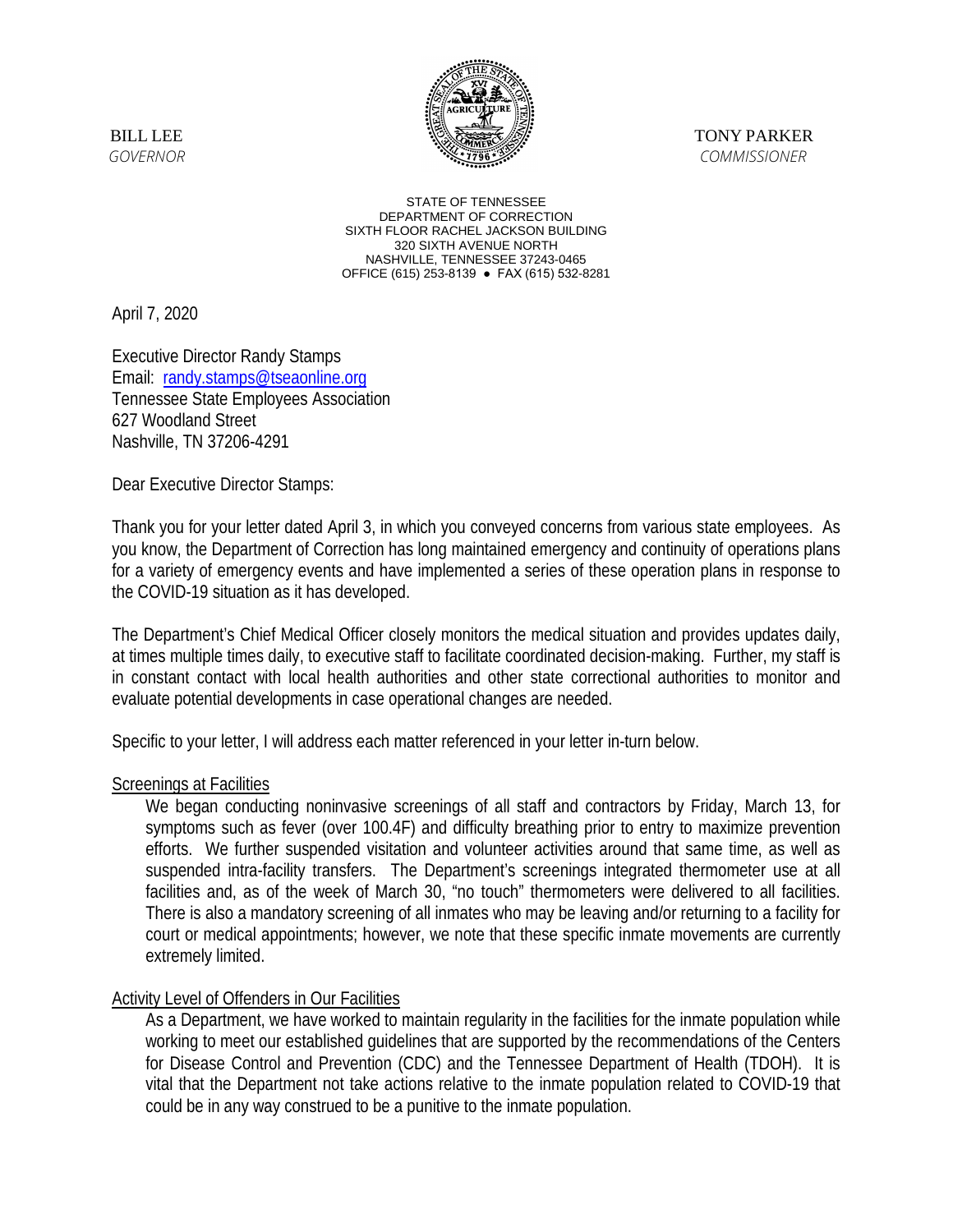BILL LEE
*GOVERNOR*

TONY PARKER
*COMMISSIONER*

STATE OF TENNESSEE
DEPARTMENT OF CORRECTION
SIXTH FLOOR RACHEL JACKSON BUILDING
320 SIXTH AVENUE NORTH
NASHVILLE, TENNESSEE 37243-0465
OFFICE (615) 253-8139 ● FAX (615) 532-8281

April 7, 2020

Executive Director Randy Stamps
Email: randy.stamps@tseaonline.org
Tennessee State Employees Association
627 Woodland Street
Nashville, TN 37206-4291

Dear Executive Director Stamps:

Thank you for your letter dated April 3, in which you conveyed concerns from various state employees. As you know, the Department of Correction has long maintained emergency and continuity of operations plans for a variety of emergency events and have implemented a series of these operation plans in response to the COVID-19 situation as it has developed.

The Department's Chief Medical Officer closely monitors the medical situation and provides updates daily, at times multiple times daily, to executive staff to facilitate coordinated decision-making. Further, my staff is in constant contact with local health authorities and other state correctional authorities to monitor and evaluate potential developments in case operational changes are needed.

Specific to your letter, I will address each matter referenced in your letter in-turn below.

Screenings at Facilities

We began conducting noninvasive screenings of all staff and contractors by Friday, March 13, for symptoms such as fever (over 100.4F) and difficulty breathing prior to entry to maximize prevention efforts. We further suspended visitation and volunteer activities around that same time, as well as suspended intra-facility transfers. The Department's screenings integrated thermometer use at all facilities and, as of the week of March 30, "no touch" thermometers were delivered to all facilities. There is also a mandatory screening of all inmates who may be leaving and/or returning to a facility for court or medical appointments; however, we note that these specific inmate movements are currently extremely limited.

Activity Level of Offenders in Our Facilities

As a Department, we have worked to maintain regularity in the facilities for the inmate population while working to meet our established guidelines that are supported by the recommendations of the Centers for Disease Control and Prevention (CDC) and the Tennessee Department of Health (TDOH). It is vital that the Department not take actions relative to the inmate population related to COVID-19 that could be in any way construed to be a punitive to the inmate population.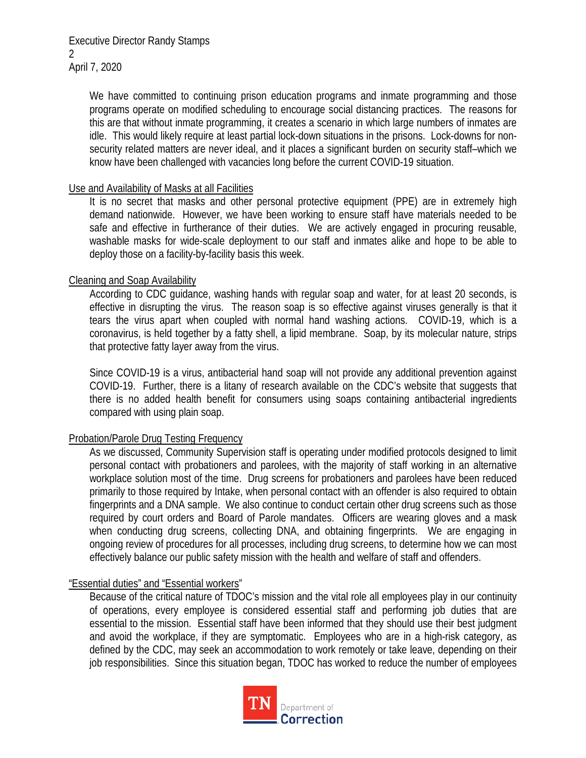We have committed to continuing prison education programs and inmate programming and those programs operate on modified scheduling to encourage social distancing practices. The reasons for this are that without inmate programming, it creates a scenario in which large numbers of inmates are idle. This would likely require at least partial lock-down situations in the prisons. Lock-downs for non-security related matters are never ideal, and it places a significant burden on security staff–which we know have been challenged with vacancies long before the current COVID-19 situation.

## Use and Availability of Masks at all Facilities

It is no secret that masks and other personal protective equipment (PPE) are in extremely high demand nationwide. However, we have been working to ensure staff have materials needed to be safe and effective in furtherance of their duties. We are actively engaged in procuring reusable, washable masks for wide-scale deployment to our staff and inmates alike and hope to be able to deploy those on a facility-by-facility basis this week.

## Cleaning and Soap Availability

According to CDC guidance, washing hands with regular soap and water, for at least 20 seconds, is effective in disrupting the virus. The reason soap is so effective against viruses generally is that it tears the virus apart when coupled with normal hand washing actions. COVID-19, which is a coronavirus, is held together by a fatty shell, a lipid membrane. Soap, by its molecular nature, strips that protective fatty layer away from the virus.

Since COVID-19 is a virus, antibacterial hand soap will not provide any additional prevention against COVID-19. Further, there is a litany of research available on the CDC's website that suggests that there is no added health benefit for consumers using soaps containing antibacterial ingredients compared with using plain soap.

## Probation/Parole Drug Testing Frequency

As we discussed, Community Supervision staff is operating under modified protocols designed to limit personal contact with probationers and parolees, with the majority of staff working in an alternative workplace solution most of the time. Drug screens for probationers and parolees have been reduced primarily to those required by Intake, when personal contact with an offender is also required to obtain fingerprints and a DNA sample. We also continue to conduct certain other drug screens such as those required by court orders and Board of Parole mandates. Officers are wearing gloves and a mask when conducting drug screens, collecting DNA, and obtaining fingerprints. We are engaging in ongoing review of procedures for all processes, including drug screens, to determine how we can most effectively balance our public safety mission with the health and welfare of staff and offenders.

## "Essential duties" and "Essential workers"

Because of the critical nature of TDOC's mission and the vital role all employees play in our continuity of operations, every employee is considered essential staff and performing job duties that are essential to the mission. Essential staff have been informed that they should use their best judgment and avoid the workplace, if they are symptomatic. Employees who are in a high-risk category, as defined by the CDC, may seek an accommodation to work remotely or take leave, depending on their job responsibilities. Since this situation began, TDOC has worked to reduce the number of employees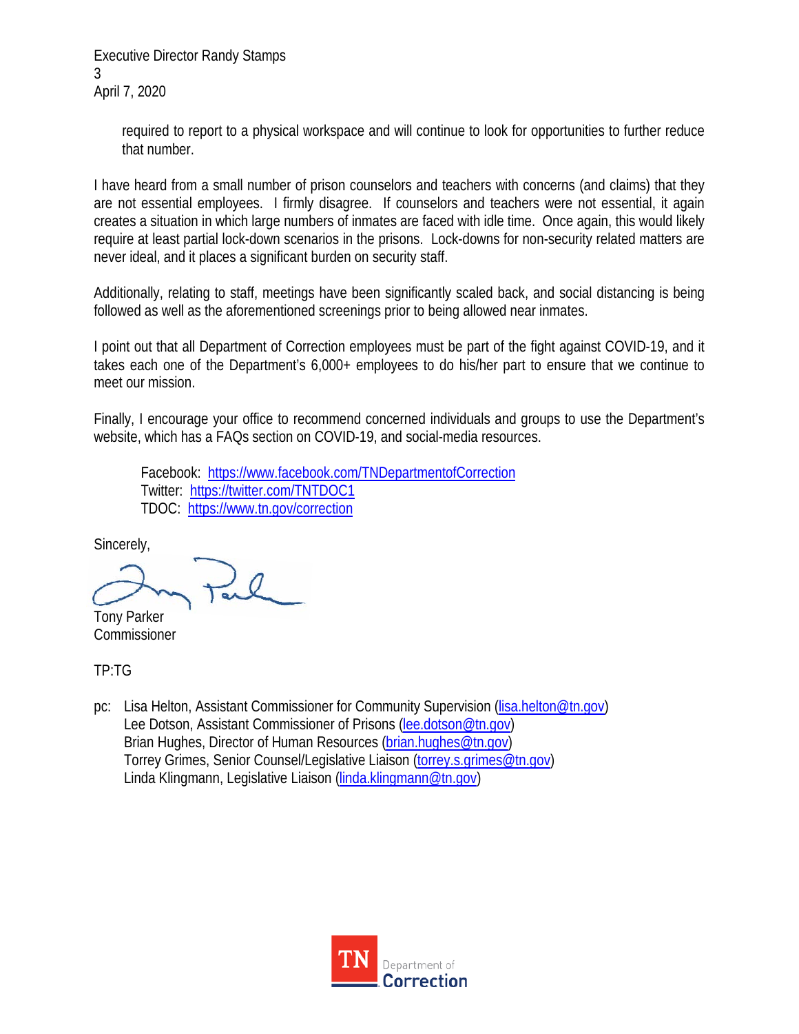required to report to a physical workspace and will continue to look for opportunities to further reduce that number.

I have heard from a small number of prison counselors and teachers with concerns (and claims) that they are not essential employees. I firmly disagree. If counselors and teachers were not essential, it again creates a situation in which large numbers of inmates are faced with idle time. Once again, this would likely require at least partial lock-down scenarios in the prisons. Lock-downs for non-security related matters are never ideal, and it places a significant burden on security staff.

Additionally, relating to staff, meetings have been significantly scaled back, and social distancing is being followed as well as the aforementioned screenings prior to being allowed near inmates.

I point out that all Department of Correction employees must be part of the fight against COVID-19, and it takes each one of the Department's 6,000+ employees to do his/her part to ensure that we continue to meet our mission.

Finally, I encourage your office to recommend concerned individuals and groups to use the Department's website, which has a FAQs section on COVID-19, and social-media resources.

Facebook: https://www.facebook.com/TNDepartmentofCorrection
Twitter: https://twitter.com/TNTDOC1
TDOC: https://www.tn.gov/correction

Sincerely,

Tony Parker
Commissioner

TP:TG

pc: Lisa Helton, Assistant Commissioner for Community Supervision (lisa.helton@tn.gov)
Lee Dotson, Assistant Commissioner of Prisons (lee.dotson@tn.gov)
Brian Hughes, Director of Human Resources (brian.hughes@tn.gov)
Torrey Grimes, Senior Counsel/Legislative Liaison (torrey.s.grimes@tn.gov)
Linda Klingmann, Legislative Liaison (linda.klingmann@tn.gov)